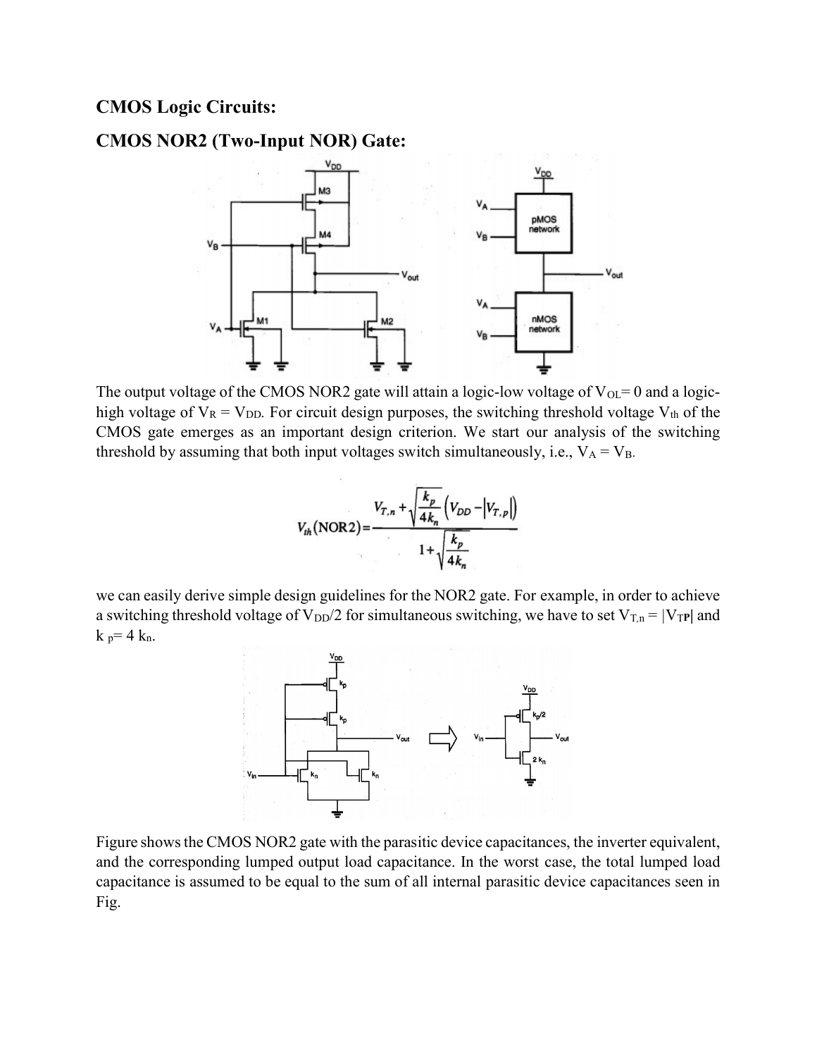## CMOS Logic Circuits:

## CMOS NOR2 (Two-Input NOR) Gate:

The output voltage of the CMOS NOR2 gate will attain a logic-low voltage of $V_{OL} = 0$ and a logic-high voltage of $V_R = V_{DD}$. For circuit design purposes, the switching threshold voltage $V_{th}$ of the CMOS gate emerges as an important design criterion. We start our analysis of the switching threshold by assuming that both input voltages switch simultaneously, i.e., $V_A = V_B$.

$$V_{th}(\text{NOR2}) = \frac{V_{T,n} + \sqrt{\frac{k_p}{4k_n}}\left(V_{DD} - |V_{T,p}|\right)}{1 + \sqrt{\frac{k_p}{4k_n}}}$$

we can easily derive simple design guidelines for the NOR2 gate. For example, in order to achieve a switching threshold voltage of $V_{DD}/2$ for simultaneous switching, we have to set $V_{T,n} = |V_{TP}|$ and $k_p = 4\, k_n$.

Figure shows the CMOS NOR2 gate with the parasitic device capacitances, the inverter equivalent, and the corresponding lumped output load capacitance. In the worst case, the total lumped load capacitance is assumed to be equal to the sum of all internal parasitic device capacitances seen in Fig.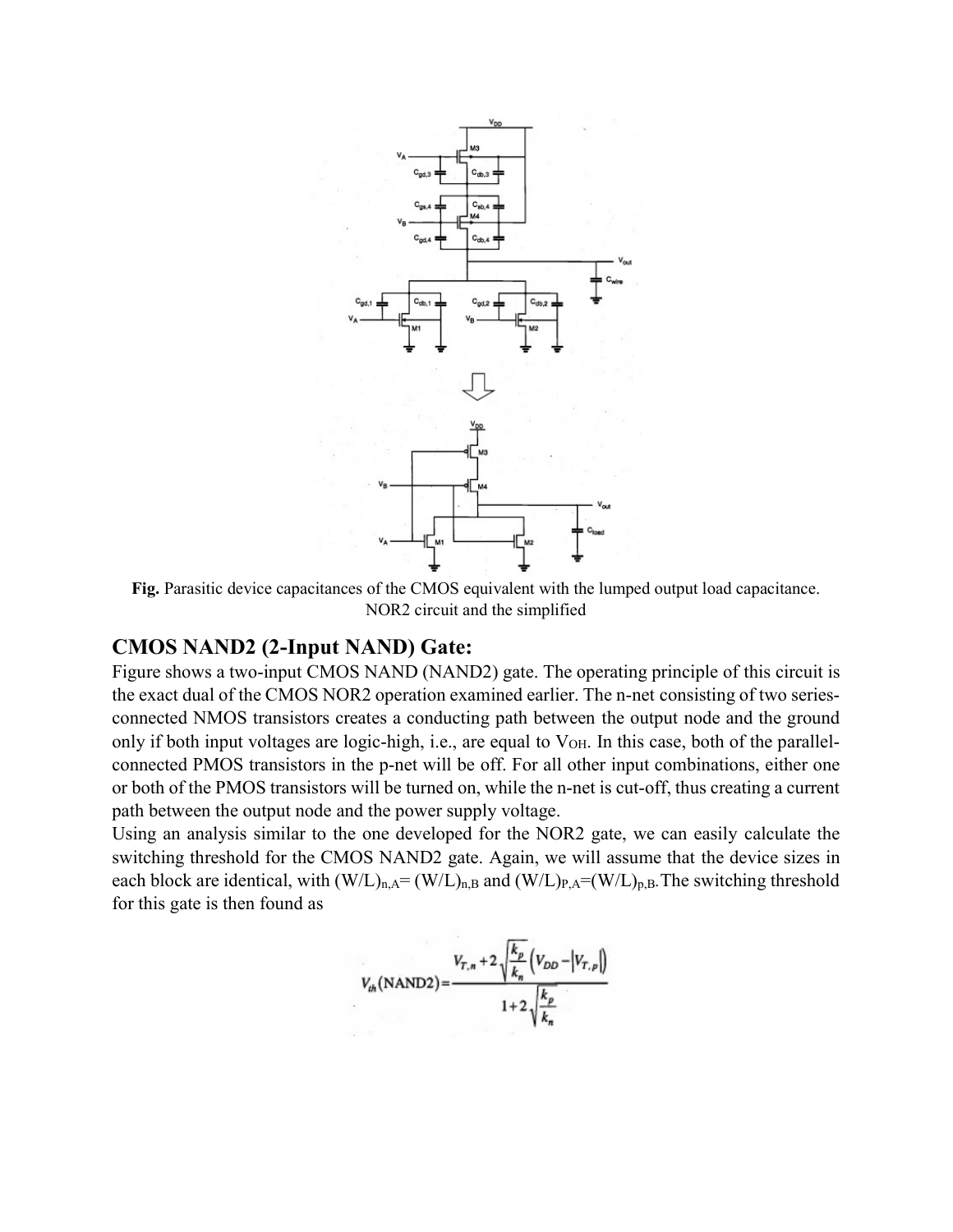**Fig.** Parasitic device capacitances of the CMOS equivalent with the lumped output load capacitance. NOR2 circuit and the simplified

## CMOS NAND2 (2-Input NAND) Gate:

Figure shows a two-input CMOS NAND (NAND2) gate. The operating principle of this circuit is the exact dual of the CMOS NOR2 operation examined earlier. The n-net consisting of two series-connected NMOS transistors creates a conducting path between the output node and the ground only if both input voltages are logic-high, i.e., are equal to $V_{OH}$. In this case, both of the parallel-connected PMOS transistors in the p-net will be off. For all other input combinations, either one or both of the PMOS transistors will be turned on, while the n-net is cut-off, thus creating a current path between the output node and the power supply voltage.

Using an analysis similar to the one developed for the NOR2 gate, we can easily calculate the switching threshold for the CMOS NAND2 gate. Again, we will assume that the device sizes in each block are identical, with $(W/L)_{n,A} = (W/L)_{n,B}$ and $(W/L)_{P,A} = (W/L)_{p,B}$. The switching threshold for this gate is then found as

$$V_{th}(\text{NAND2}) = \frac{V_{T,n} + 2\sqrt{\frac{k_p}{k_n}}\left(V_{DD} - |V_{T,p}|\right)}{1 + 2\sqrt{\frac{k_p}{k_n}}}$$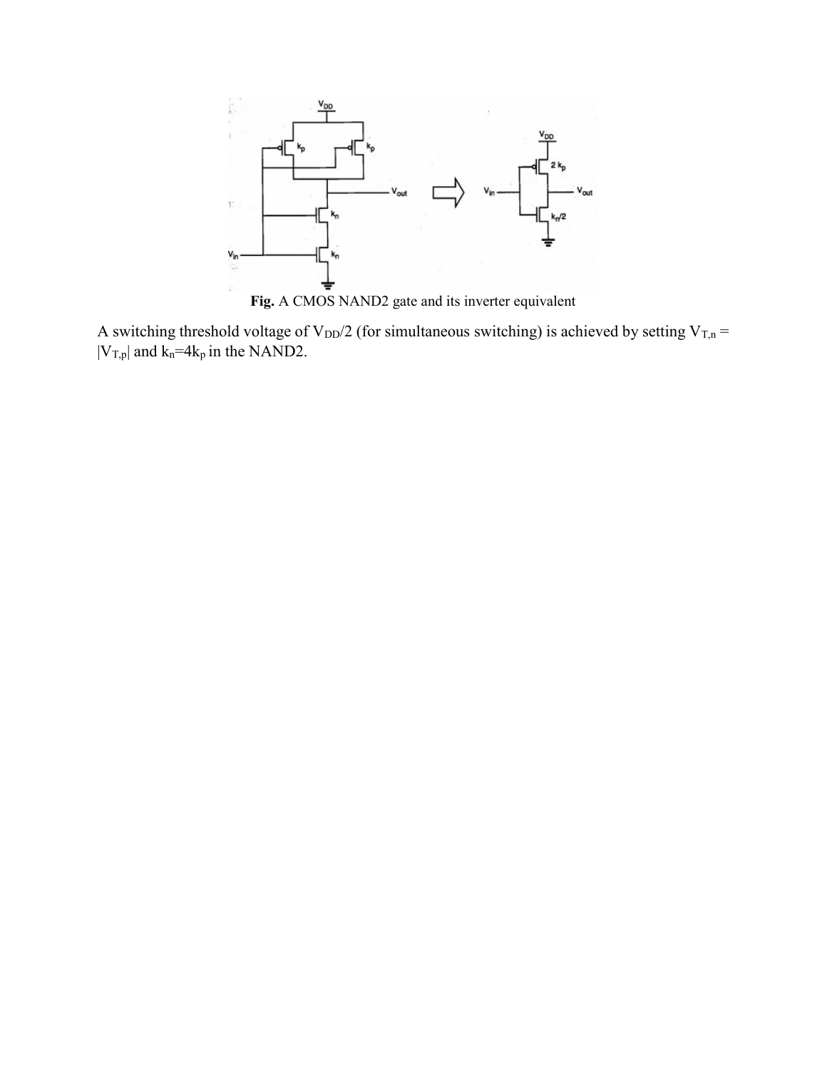$V_{DD}$

$k_p$

$k_p$

$V_{out}$

$k_n$

$k_n$

$V_{in}$

$V_{DD}$

$2\,k_p$

$V_{in}$

$V_{out}$

$k_n/2$

**Fig.** A CMOS NAND2 gate and its inverter equivalent

A switching threshold voltage of $V_{DD}/2$ (for simultaneous switching) is achieved by setting $V_{T,n} = |V_{T,p}|$ and $k_n=4k_p$ in the NAND2.